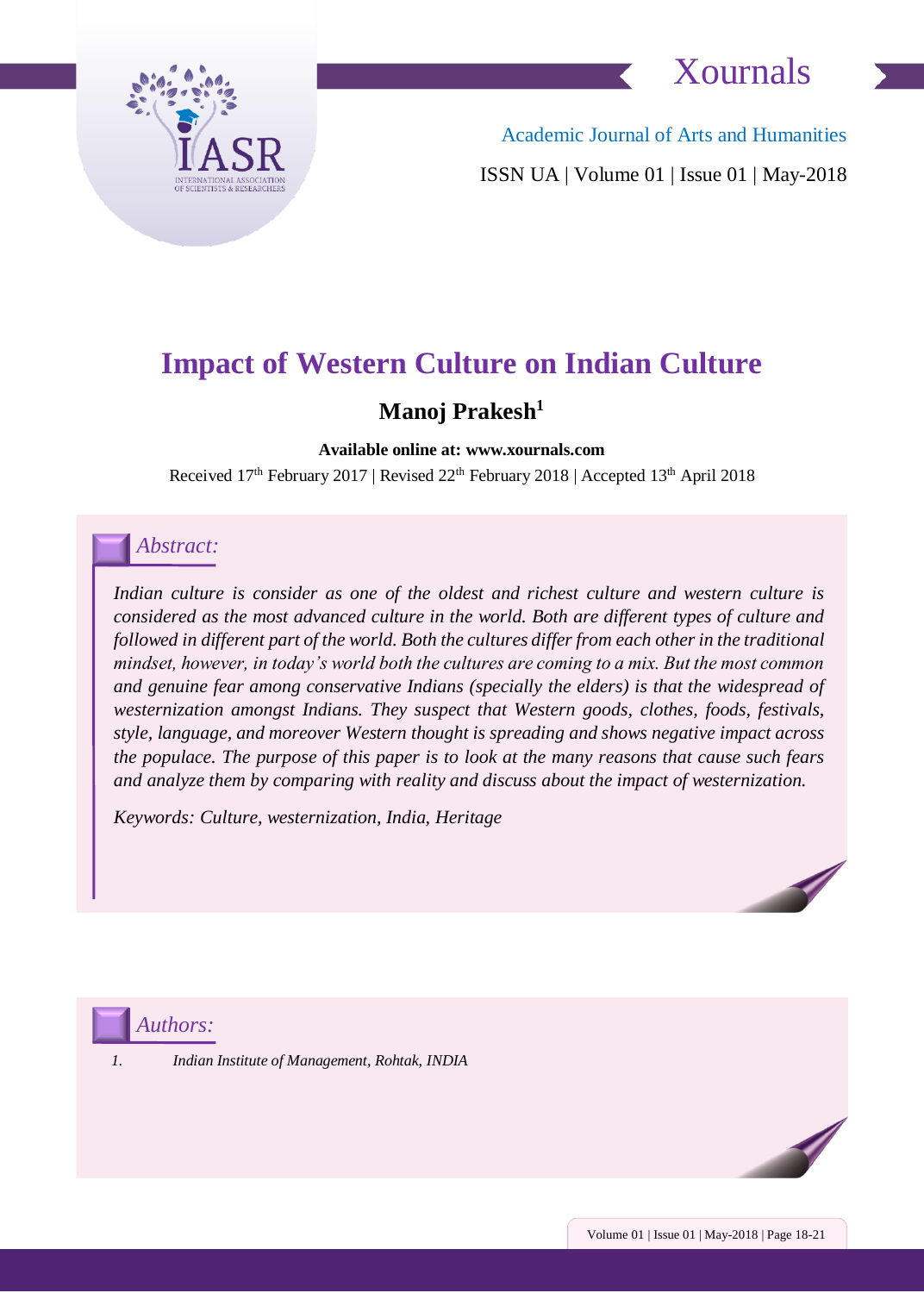Xournals

Academic Journal of Arts and Humanities

ISSN UA | Volume 01 | Issue 01 | May-2018

# Impact of Western Culture on Indian Culture

**Manoj Prakesh[1]**

**Available online at: www.xournals.com**

Received 17th February 2017 | Revised 22th February 2018 | Accepted 13th April 2018

## *Abstract:*

*Indian culture is consider as one of the oldest and richest culture and western culture is considered as the most advanced culture in the world. Both are different types of culture and followed in different part of the world. Both the cultures differ from each other in the traditional mindset, however, in today's world both the cultures are coming to a mix. But the most common and genuine fear among conservative Indians (specially the elders) is that the widespread of westernization amongst Indians. They suspect that Western goods, clothes, foods, festivals, style, language, and moreover Western thought is spreading and shows negative impact across the populace. The purpose of this paper is to look at the many reasons that cause such fears and analyze them by comparing with reality and discuss about the impact of westernization.*

*Keywords: Culture, westernization, India, Heritage*

## *Authors:*

1. *Indian Institute of Management, Rohtak, INDIA*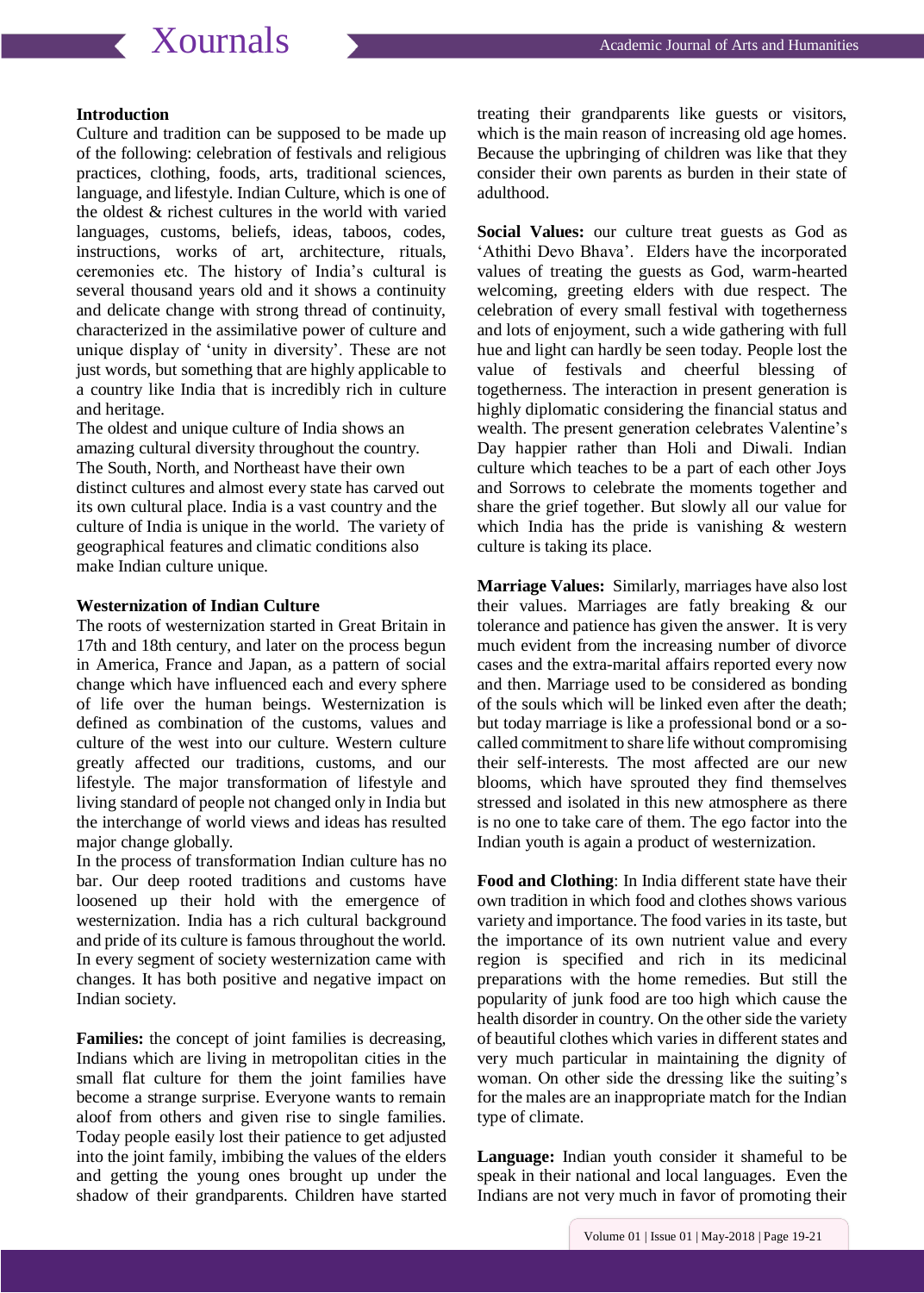## Introduction

Culture and tradition can be supposed to be made up of the following: celebration of festivals and religious practices, clothing, foods, arts, traditional sciences, language, and lifestyle. Indian Culture, which is one of the oldest & richest cultures in the world with varied languages, customs, beliefs, ideas, taboos, codes, instructions, works of art, architecture, rituals, ceremonies etc. The history of India's cultural is several thousand years old and it shows a continuity and delicate change with strong thread of continuity, characterized in the assimilative power of culture and unique display of 'unity in diversity'. These are not just words, but something that are highly applicable to a country like India that is incredibly rich in culture and heritage.

The oldest and unique culture of India shows an amazing cultural diversity throughout the country. The South, North, and Northeast have their own distinct cultures and almost every state has carved out its own cultural place. India is a vast country and the culture of India is unique in the world. The variety of geographical features and climatic conditions also make Indian culture unique.

## Westernization of Indian Culture

The roots of westernization started in Great Britain in 17th and 18th century, and later on the process begun in America, France and Japan, as a pattern of social change which have influenced each and every sphere of life over the human beings. Westernization is defined as combination of the customs, values and culture of the west into our culture. Western culture greatly affected our traditions, customs, and our lifestyle. The major transformation of lifestyle and living standard of people not changed only in India but the interchange of world views and ideas has resulted major change globally.

In the process of transformation Indian culture has no bar. Our deep rooted traditions and customs have loosened up their hold with the emergence of westernization. India has a rich cultural background and pride of its culture is famous throughout the world. In every segment of society westernization came with changes. It has both positive and negative impact on Indian society.

**Families:** the concept of joint families is decreasing, Indians which are living in metropolitan cities in the small flat culture for them the joint families have become a strange surprise. Everyone wants to remain aloof from others and given rise to single families. Today people easily lost their patience to get adjusted into the joint family, imbibing the values of the elders and getting the young ones brought up under the shadow of their grandparents. Children have started treating their grandparents like guests or visitors, which is the main reason of increasing old age homes. Because the upbringing of children was like that they consider their own parents as burden in their state of adulthood.

**Social Values:** our culture treat guests as God as 'Athithi Devo Bhava'. Elders have the incorporated values of treating the guests as God, warm-hearted welcoming, greeting elders with due respect. The celebration of every small festival with togetherness and lots of enjoyment, such a wide gathering with full hue and light can hardly be seen today. People lost the value of festivals and cheerful blessing of togetherness. The interaction in present generation is highly diplomatic considering the financial status and wealth. The present generation celebrates Valentine's Day happier rather than Holi and Diwali. Indian culture which teaches to be a part of each other Joys and Sorrows to celebrate the moments together and share the grief together. But slowly all our value for which India has the pride is vanishing & western culture is taking its place.

**Marriage Values:** Similarly, marriages have also lost their values. Marriages are fatly breaking & our tolerance and patience has given the answer. It is very much evident from the increasing number of divorce cases and the extra-marital affairs reported every now and then. Marriage used to be considered as bonding of the souls which will be linked even after the death; but today marriage is like a professional bond or a so-called commitment to share life without compromising their self-interests. The most affected are our new blooms, which have sprouted they find themselves stressed and isolated in this new atmosphere as there is no one to take care of them. The ego factor into the Indian youth is again a product of westernization.

**Food and Clothing**: In India different state have their own tradition in which food and clothes shows various variety and importance. The food varies in its taste, but the importance of its own nutrient value and every region is specified and rich in its medicinal preparations with the home remedies. But still the popularity of junk food are too high which cause the health disorder in country. On the other side the variety of beautiful clothes which varies in different states and very much particular in maintaining the dignity of woman. On other side the dressing like the suiting's for the males are an inappropriate match for the Indian type of climate.

**Language:** Indian youth consider it shameful to be speak in their national and local languages. Even the Indians are not very much in favor of promoting their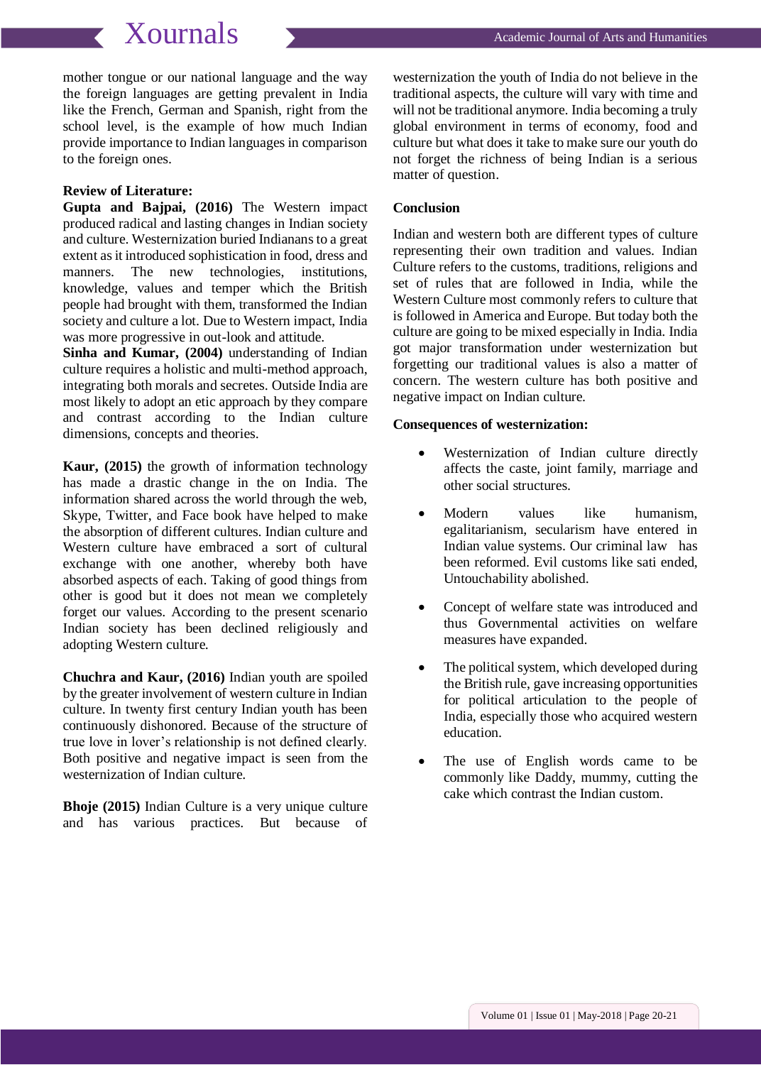mother tongue or our national language and the way the foreign languages are getting prevalent in India like the French, German and Spanish, right from the school level, is the example of how much Indian provide importance to Indian languages in comparison to the foreign ones.

**Review of Literature:**

**Gupta and Bajpai, (2016)** The Western impact produced radical and lasting changes in Indian society and culture. Westernization buried Indianans to a great extent as it introduced sophistication in food, dress and manners. The new technologies, institutions, knowledge, values and temper which the British people had brought with them, transformed the Indian society and culture a lot. Due to Western impact, India was more progressive in out-look and attitude.

**Sinha and Kumar, (2004)** understanding of Indian culture requires a holistic and multi-method approach, integrating both morals and secretes. Outside India are most likely to adopt an etic approach by they compare and contrast according to the Indian culture dimensions, concepts and theories.

**Kaur, (2015)** the growth of information technology has made a drastic change in the on India. The information shared across the world through the web, Skype, Twitter, and Face book have helped to make the absorption of different cultures. Indian culture and Western culture have embraced a sort of cultural exchange with one another, whereby both have absorbed aspects of each. Taking of good things from other is good but it does not mean we completely forget our values. According to the present scenario Indian society has been declined religiously and adopting Western culture.

**Chuchra and Kaur, (2016)** Indian youth are spoiled by the greater involvement of western culture in Indian culture. In twenty first century Indian youth has been continuously dishonored. Because of the structure of true love in lover's relationship is not defined clearly. Both positive and negative impact is seen from the westernization of Indian culture.

**Bhoje (2015)** Indian Culture is a very unique culture and has various practices. But because of westernization the youth of India do not believe in the traditional aspects, the culture will vary with time and will not be traditional anymore. India becoming a truly global environment in terms of economy, food and culture but what does it take to make sure our youth do not forget the richness of being Indian is a serious matter of question.

**Conclusion**

Indian and western both are different types of culture representing their own tradition and values. Indian Culture refers to the customs, traditions, religions and set of rules that are followed in India, while the Western Culture most commonly refers to culture that is followed in America and Europe. But today both the culture are going to be mixed especially in India. India got major transformation under westernization but forgetting our traditional values is also a matter of concern. The western culture has both positive and negative impact on Indian culture.

**Consequences of westernization:**

- Westernization of Indian culture directly affects the caste, joint family, marriage and other social structures.
- Modern values like humanism, egalitarianism, secularism have entered in Indian value systems. Our criminal law has been reformed. Evil customs like sati ended, Untouchability abolished.
- Concept of welfare state was introduced and thus Governmental activities on welfare measures have expanded.
- The political system, which developed during the British rule, gave increasing opportunities for political articulation to the people of India, especially those who acquired western education.
- The use of English words came to be commonly like Daddy, mummy, cutting the cake which contrast the Indian custom.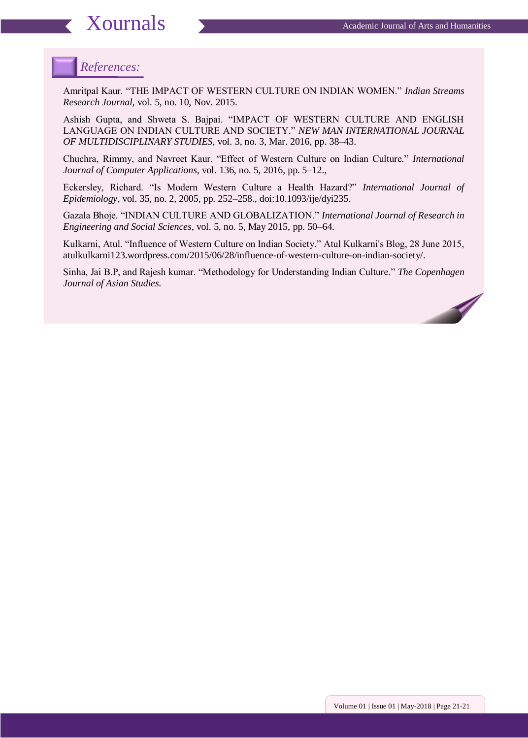## *References:*

Amritpal Kaur. "THE IMPACT OF WESTERN CULTURE ON INDIAN WOMEN." *Indian Streams Research Journal*, vol. 5, no. 10, Nov. 2015.

Ashish Gupta, and Shweta S. Bajpai. "IMPACT OF WESTERN CULTURE AND ENGLISH LANGUAGE ON INDIAN CULTURE AND SOCIETY." *NEW MAN INTERNATIONAL JOURNAL OF MULTIDISCIPLINARY STUDIES*, vol. 3, no. 3, Mar. 2016, pp. 38–43.

Chuchra, Rimmy, and Navreet Kaur. "Effect of Western Culture on Indian Culture." *International Journal of Computer Applications*, vol. 136, no. 5, 2016, pp. 5–12.,

Eckersley, Richard. "Is Modern Western Culture a Health Hazard?" *International Journal of Epidemiology*, vol. 35, no. 2, 2005, pp. 252–258., doi:10.1093/ije/dyi235.

Gazala Bhoje. "INDIAN CULTURE AND GLOBALIZATION." *International Journal of Research in Engineering and Social Sciences*, vol. 5, no. 5, May 2015, pp. 50–64.

Kulkarni, Atul. "Influence of Western Culture on Indian Society." Atul Kulkarni's Blog, 28 June 2015, atulkulkarni123.wordpress.com/2015/06/28/influence-of-western-culture-on-indian-society/.

Sinha, Jai B.P, and Rajesh kumar. "Methodology for Understanding Indian Culture." *The Copenhagen Journal of Asian Studies.*